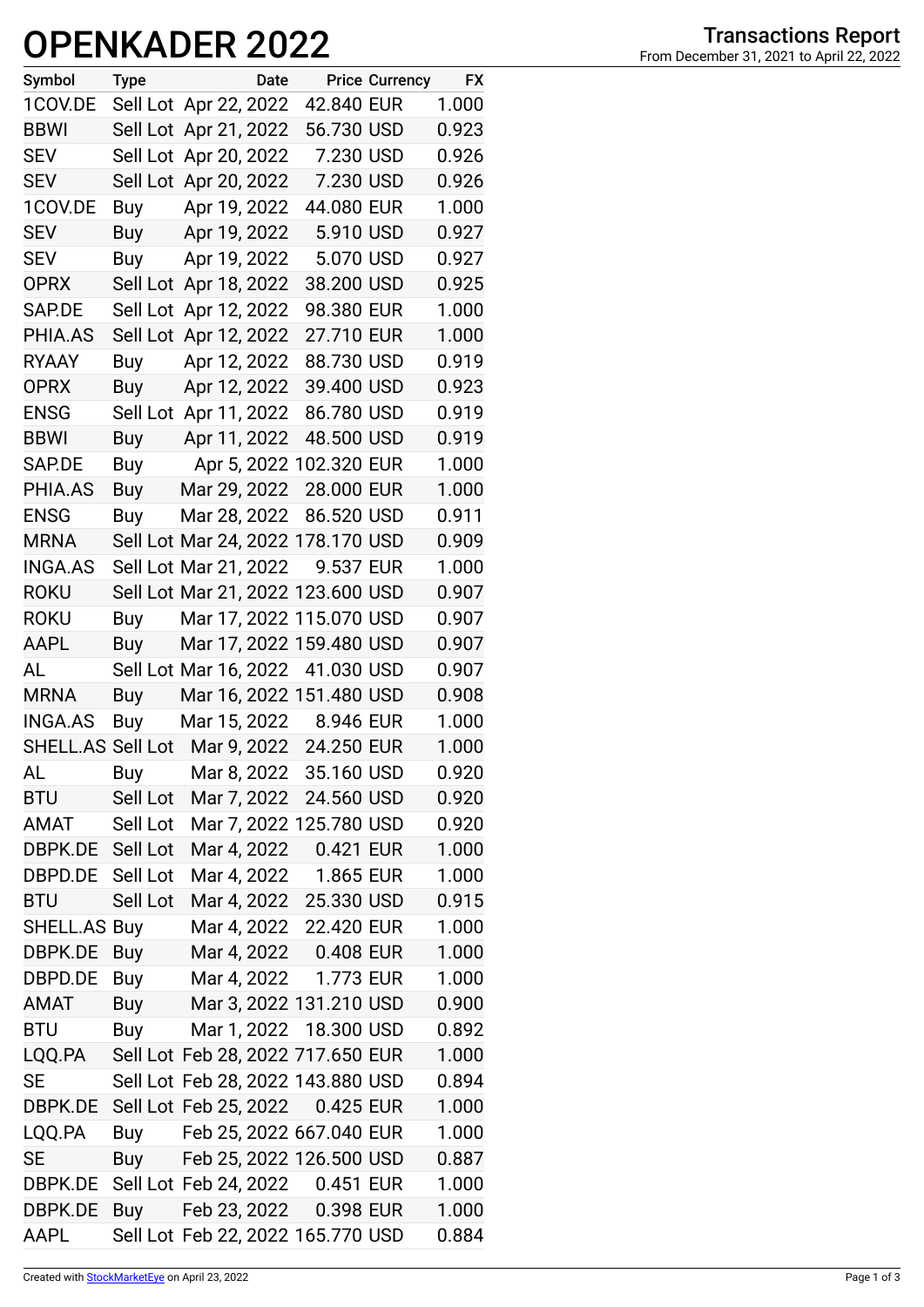# OPENKADER 2022

## Transactions Report

From December 31, 2021 to April 22, 2022

| Symbol | Type | Date | Price | Currency | FX |
|---|---|---|---|---|---|
| 1COV.DE | Sell Lot | Apr 22, 2022 | 42.840 | EUR | 1.000 |
| BBWI | Sell Lot | Apr 21, 2022 | 56.730 | USD | 0.923 |
| SEV | Sell Lot | Apr 20, 2022 | 7.230 | USD | 0.926 |
| SEV | Sell Lot | Apr 20, 2022 | 7.230 | USD | 0.926 |
| 1COV.DE | Buy | Apr 19, 2022 | 44.080 | EUR | 1.000 |
| SEV | Buy | Apr 19, 2022 | 5.910 | USD | 0.927 |
| SEV | Buy | Apr 19, 2022 | 5.070 | USD | 0.927 |
| OPRX | Sell Lot | Apr 18, 2022 | 38.200 | USD | 0.925 |
| SAP.DE | Sell Lot | Apr 12, 2022 | 98.380 | EUR | 1.000 |
| PHIA.AS | Sell Lot | Apr 12, 2022 | 27.710 | EUR | 1.000 |
| RYAAY | Buy | Apr 12, 2022 | 88.730 | USD | 0.919 |
| OPRX | Buy | Apr 12, 2022 | 39.400 | USD | 0.923 |
| ENSG | Sell Lot | Apr 11, 2022 | 86.780 | USD | 0.919 |
| BBWI | Buy | Apr 11, 2022 | 48.500 | USD | 0.919 |
| SAP.DE | Buy | Apr 5, 2022 | 102.320 | EUR | 1.000 |
| PHIA.AS | Buy | Mar 29, 2022 | 28.000 | EUR | 1.000 |
| ENSG | Buy | Mar 28, 2022 | 86.520 | USD | 0.911 |
| MRNA | Sell Lot | Mar 24, 2022 | 178.170 | USD | 0.909 |
| INGA.AS | Sell Lot | Mar 21, 2022 | 9.537 | EUR | 1.000 |
| ROKU | Sell Lot | Mar 21, 2022 | 123.600 | USD | 0.907 |
| ROKU | Buy | Mar 17, 2022 | 115.070 | USD | 0.907 |
| AAPL | Buy | Mar 17, 2022 | 159.480 | USD | 0.907 |
| AL | Sell Lot | Mar 16, 2022 | 41.030 | USD | 0.907 |
| MRNA | Buy | Mar 16, 2022 | 151.480 | USD | 0.908 |
| INGA.AS | Buy | Mar 15, 2022 | 8.946 | EUR | 1.000 |
| SHELL.AS | Sell Lot | Mar 9, 2022 | 24.250 | EUR | 1.000 |
| AL | Buy | Mar 8, 2022 | 35.160 | USD | 0.920 |
| BTU | Sell Lot | Mar 7, 2022 | 24.560 | USD | 0.920 |
| AMAT | Sell Lot | Mar 7, 2022 | 125.780 | USD | 0.920 |
| DBPK.DE | Sell Lot | Mar 4, 2022 | 0.421 | EUR | 1.000 |
| DBPD.DE | Sell Lot | Mar 4, 2022 | 1.865 | EUR | 1.000 |
| BTU | Sell Lot | Mar 4, 2022 | 25.330 | USD | 0.915 |
| SHELL.AS | Buy | Mar 4, 2022 | 22.420 | EUR | 1.000 |
| DBPK.DE | Buy | Mar 4, 2022 | 0.408 | EUR | 1.000 |
| DBPD.DE | Buy | Mar 4, 2022 | 1.773 | EUR | 1.000 |
| AMAT | Buy | Mar 3, 2022 | 131.210 | USD | 0.900 |
| BTU | Buy | Mar 1, 2022 | 18.300 | USD | 0.892 |
| LQQ.PA | Sell Lot | Feb 28, 2022 | 717.650 | EUR | 1.000 |
| SE | Sell Lot | Feb 28, 2022 | 143.880 | USD | 0.894 |
| DBPK.DE | Sell Lot | Feb 25, 2022 | 0.425 | EUR | 1.000 |
| LQQ.PA | Buy | Feb 25, 2022 | 667.040 | EUR | 1.000 |
| SE | Buy | Feb 25, 2022 | 126.500 | USD | 0.887 |
| DBPK.DE | Sell Lot | Feb 24, 2022 | 0.451 | EUR | 1.000 |
| DBPK.DE | Buy | Feb 23, 2022 | 0.398 | EUR | 1.000 |
| AAPL | Sell Lot | Feb 22, 2022 | 165.770 | USD | 0.884 |

Created with StockMarketEye on April 23, 2022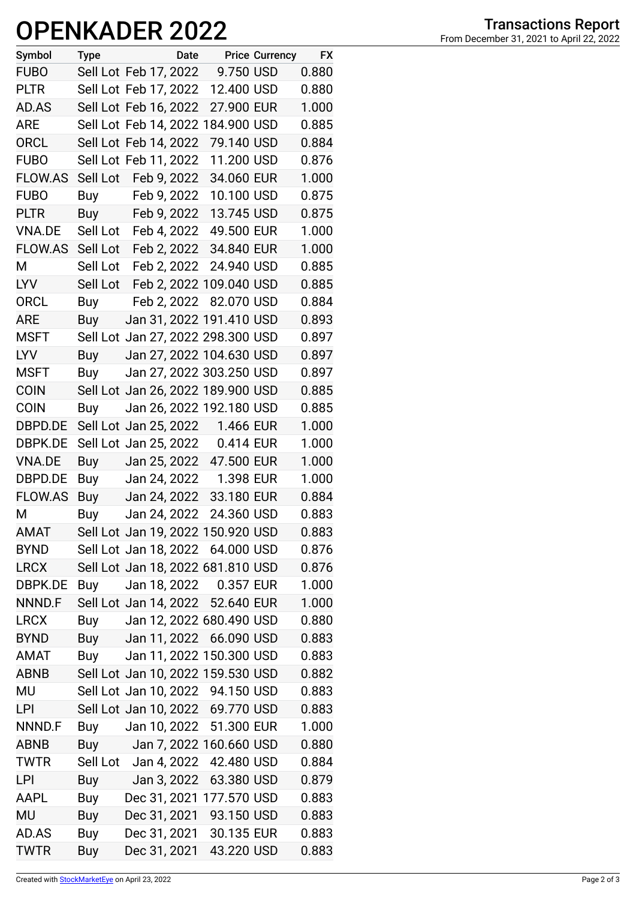# OPENKADER 2022

**Transactions Report**
From December 31, 2021 to April 22, 2022

| Symbol | Type | Date | Price | Currency | FX |
|---|---|---|---|---|---|
| FUBO | Sell Lot | Feb 17, 2022 | 9.750 | USD | 0.880 |
| PLTR | Sell Lot | Feb 17, 2022 | 12.400 | USD | 0.880 |
| AD.AS | Sell Lot | Feb 16, 2022 | 27.900 | EUR | 1.000 |
| ARE | Sell Lot | Feb 14, 2022 | 184.900 | USD | 0.885 |
| ORCL | Sell Lot | Feb 14, 2022 | 79.140 | USD | 0.884 |
| FUBO | Sell Lot | Feb 11, 2022 | 11.200 | USD | 0.876 |
| FLOW.AS | Sell Lot | Feb 9, 2022 | 34.060 | EUR | 1.000 |
| FUBO | Buy | Feb 9, 2022 | 10.100 | USD | 0.875 |
| PLTR | Buy | Feb 9, 2022 | 13.745 | USD | 0.875 |
| VNA.DE | Sell Lot | Feb 4, 2022 | 49.500 | EUR | 1.000 |
| FLOW.AS | Sell Lot | Feb 2, 2022 | 34.840 | EUR | 1.000 |
| M | Sell Lot | Feb 2, 2022 | 24.940 | USD | 0.885 |
| LYV | Sell Lot | Feb 2, 2022 | 109.040 | USD | 0.885 |
| ORCL | Buy | Feb 2, 2022 | 82.070 | USD | 0.884 |
| ARE | Buy | Jan 31, 2022 | 191.410 | USD | 0.893 |
| MSFT | Sell Lot | Jan 27, 2022 | 298.300 | USD | 0.897 |
| LYV | Buy | Jan 27, 2022 | 104.630 | USD | 0.897 |
| MSFT | Buy | Jan 27, 2022 | 303.250 | USD | 0.897 |
| COIN | Sell Lot | Jan 26, 2022 | 189.900 | USD | 0.885 |
| COIN | Buy | Jan 26, 2022 | 192.180 | USD | 0.885 |
| DBPD.DE | Sell Lot | Jan 25, 2022 | 1.466 | EUR | 1.000 |
| DBPK.DE | Sell Lot | Jan 25, 2022 | 0.414 | EUR | 1.000 |
| VNA.DE | Buy | Jan 25, 2022 | 47.500 | EUR | 1.000 |
| DBPD.DE | Buy | Jan 24, 2022 | 1.398 | EUR | 1.000 |
| FLOW.AS | Buy | Jan 24, 2022 | 33.180 | EUR | 0.884 |
| M | Buy | Jan 24, 2022 | 24.360 | USD | 0.883 |
| AMAT | Sell Lot | Jan 19, 2022 | 150.920 | USD | 0.883 |
| BYND | Sell Lot | Jan 18, 2022 | 64.000 | USD | 0.876 |
| LRCX | Sell Lot | Jan 18, 2022 | 681.810 | USD | 0.876 |
| DBPK.DE | Buy | Jan 18, 2022 | 0.357 | EUR | 1.000 |
| NNND.F | Sell Lot | Jan 14, 2022 | 52.640 | EUR | 1.000 |
| LRCX | Buy | Jan 12, 2022 | 680.490 | USD | 0.880 |
| BYND | Buy | Jan 11, 2022 | 66.090 | USD | 0.883 |
| AMAT | Buy | Jan 11, 2022 | 150.300 | USD | 0.883 |
| ABNB | Sell Lot | Jan 10, 2022 | 159.530 | USD | 0.882 |
| MU | Sell Lot | Jan 10, 2022 | 94.150 | USD | 0.883 |
| LPI | Sell Lot | Jan 10, 2022 | 69.770 | USD | 0.883 |
| NNND.F | Buy | Jan 10, 2022 | 51.300 | EUR | 1.000 |
| ABNB | Buy | Jan 7, 2022 | 160.660 | USD | 0.880 |
| TWTR | Sell Lot | Jan 4, 2022 | 42.480 | USD | 0.884 |
| LPI | Buy | Jan 3, 2022 | 63.380 | USD | 0.879 |
| AAPL | Buy | Dec 31, 2021 | 177.570 | USD | 0.883 |
| MU | Buy | Dec 31, 2021 | 93.150 | USD | 0.883 |
| AD.AS | Buy | Dec 31, 2021 | 30.135 | EUR | 0.883 |
| TWTR | Buy | Dec 31, 2021 | 43.220 | USD | 0.883 |

Created with StockMarketEye on April 23, 2022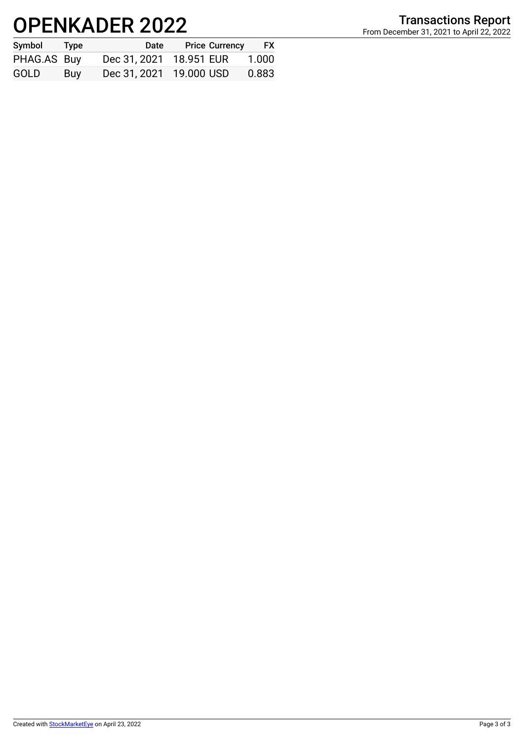# OPENKADER 2022

## Transactions Report

From December 31, 2021 to April 22, 2022

| Symbol | Type | Date | Price | Currency | FX |
|---|---|---|---|---|---|
| PHAG.AS | Buy | Dec 31, 2021 | 18.951 | EUR | 1.000 |
| GOLD | Buy | Dec 31, 2021 | 19.000 | USD | 0.883 |

Created with StockMarketEye on April 23, 2022